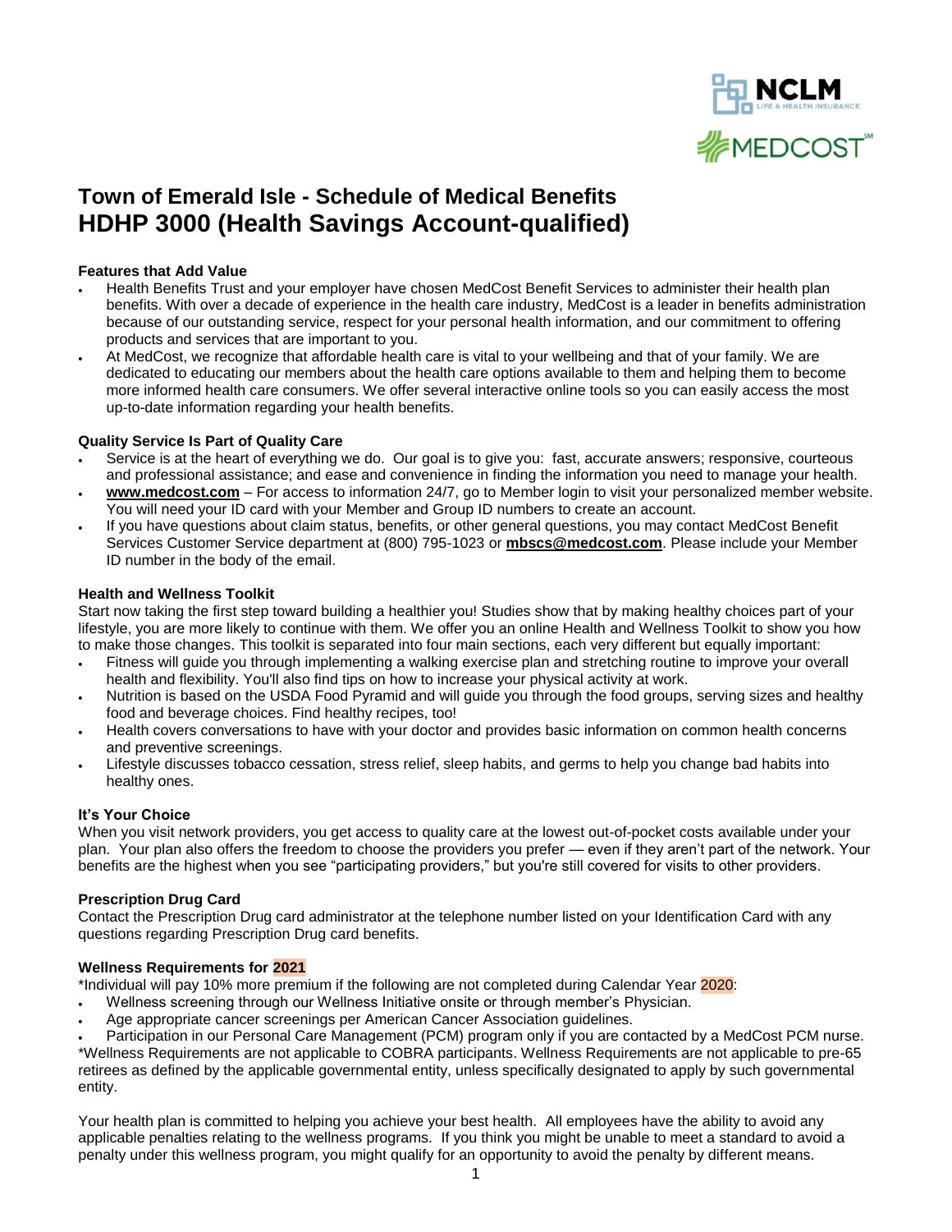# Town of Emerald Isle - Schedule of Medical Benefits
# HDHP 3000 (Health Savings Account-qualified)

**Features that Add Value**

- Health Benefits Trust and your employer have chosen MedCost Benefit Services to administer their health plan benefits. With over a decade of experience in the health care industry, MedCost is a leader in benefits administration because of our outstanding service, respect for your personal health information, and our commitment to offering products and services that are important to you.
- At MedCost, we recognize that affordable health care is vital to your wellbeing and that of your family. We are dedicated to educating our members about the health care options available to them and helping them to become more informed health care consumers. We offer several interactive online tools so you can easily access the most up-to-date information regarding your health benefits.

**Quality Service Is Part of Quality Care**

- Service is at the heart of everything we do. Our goal is to give you: fast, accurate answers; responsive, courteous and professional assistance; and ease and convenience in finding the information you need to manage your health.
- **www.medcost.com** – For access to information 24/7, go to Member login to visit your personalized member website. You will need your ID card with your Member and Group ID numbers to create an account.
- If you have questions about claim status, benefits, or other general questions, you may contact MedCost Benefit Services Customer Service department at (800) 795-1023 or **mbscs@medcost.com**. Please include your Member ID number in the body of the email.

**Health and Wellness Toolkit**

Start now taking the first step toward building a healthier you! Studies show that by making healthy choices part of your lifestyle, you are more likely to continue with them. We offer you an online Health and Wellness Toolkit to show you how to make those changes. This toolkit is separated into four main sections, each very different but equally important:

- Fitness will guide you through implementing a walking exercise plan and stretching routine to improve your overall health and flexibility. You'll also find tips on how to increase your physical activity at work.
- Nutrition is based on the USDA Food Pyramid and will guide you through the food groups, serving sizes and healthy food and beverage choices. Find healthy recipes, too!
- Health covers conversations to have with your doctor and provides basic information on common health concerns and preventive screenings.
- Lifestyle discusses tobacco cessation, stress relief, sleep habits, and germs to help you change bad habits into healthy ones.

**It's Your Choice**

When you visit network providers, you get access to quality care at the lowest out-of-pocket costs available under your plan. Your plan also offers the freedom to choose the providers you prefer — even if they aren't part of the network. Your benefits are the highest when you see "participating providers," but you're still covered for visits to other providers.

**Prescription Drug Card**

Contact the Prescription Drug card administrator at the telephone number listed on your Identification Card with any questions regarding Prescription Drug card benefits.

**Wellness Requirements for 2021**

*Individual will pay 10% more premium if the following are not completed during Calendar Year 2020:

- Wellness screening through our Wellness Initiative onsite or through member's Physician.
- Age appropriate cancer screenings per American Cancer Association guidelines.
- Participation in our Personal Care Management (PCM) program only if you are contacted by a MedCost PCM nurse.

*Wellness Requirements are not applicable to COBRA participants. Wellness Requirements are not applicable to pre-65 retirees as defined by the applicable governmental entity, unless specifically designated to apply by such governmental entity.

Your health plan is committed to helping you achieve your best health. All employees have the ability to avoid any applicable penalties relating to the wellness programs. If you think you might be unable to meet a standard to avoid a penalty under this wellness program, you might qualify for an opportunity to avoid the penalty by different means.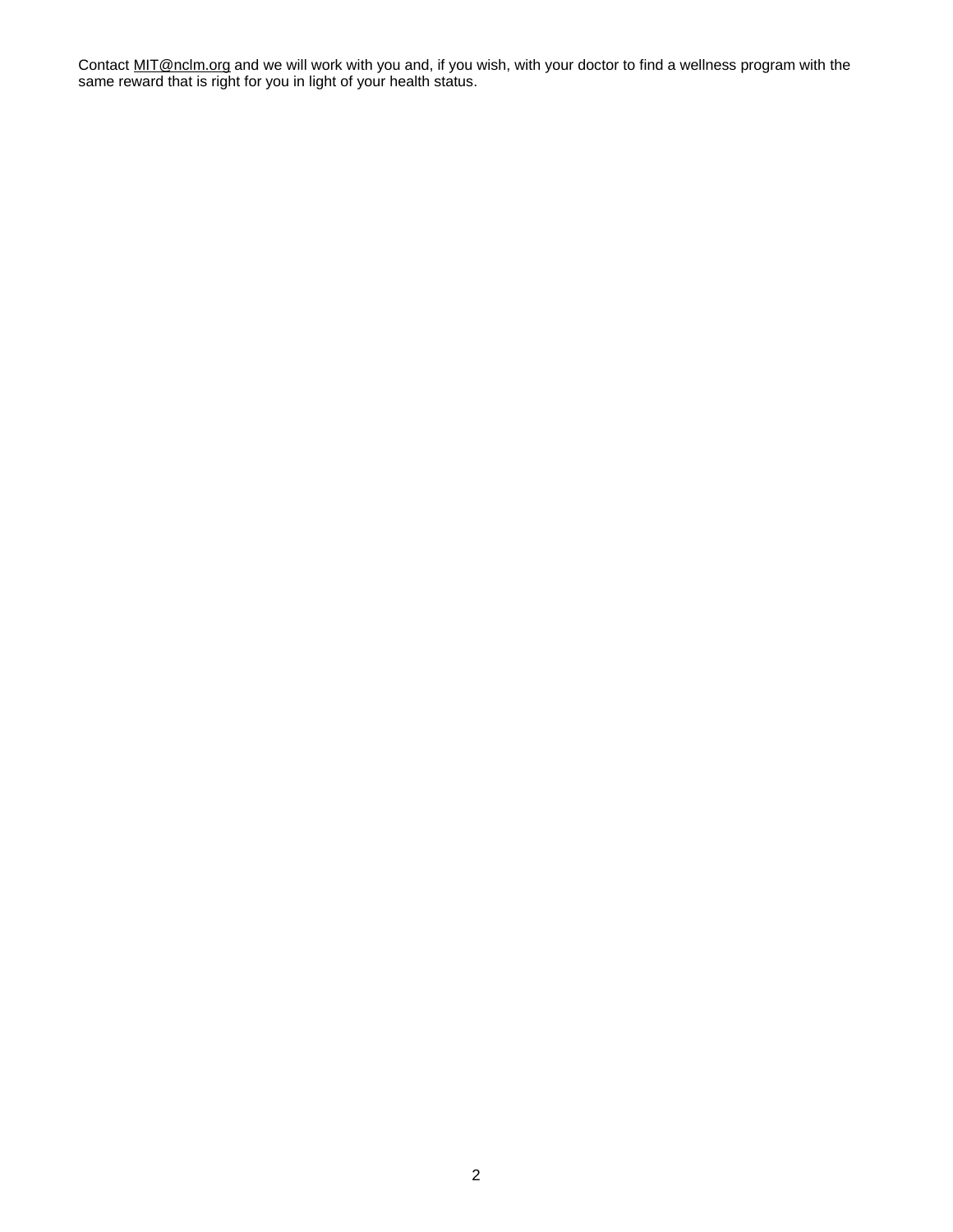Contact MIT@nclm.org and we will work with you and, if you wish, with your doctor to find a wellness program with the same reward that is right for you in light of your health status.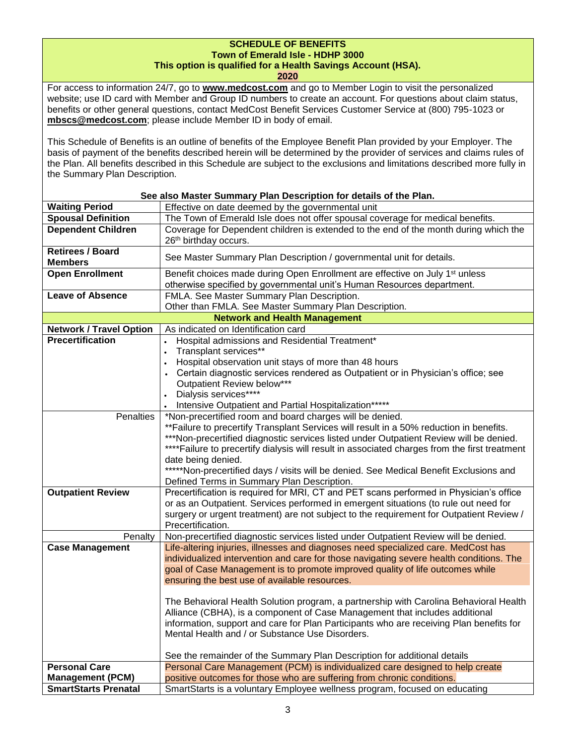**SCHEDULE OF BENEFITS**
**Town of Emerald Isle - HDHP 3000**
**This option is qualified for a Health Savings Account (HSA).**
**2020**

For access to information 24/7, go to **www.medcost.com** and go to Member Login to visit the personalized website; use ID card with Member and Group ID numbers to create an account. For questions about claim status, benefits or other general questions, contact MedCost Benefit Services Customer Service at (800) 795-1023 or **mbscs@medcost.com**; please include Member ID in body of email.

This Schedule of Benefits is an outline of benefits of the Employee Benefit Plan provided by your Employer. The basis of payment of the benefits described herein will be determined by the provider of services and claims rules of the Plan. All benefits described in this Schedule are subject to the exclusions and limitations described more fully in the Summary Plan Description.

**See also Master Summary Plan Description for details of the Plan.**

| | |
|---|---|
| **Waiting Period** | Effective on date deemed by the governmental unit |
| **Spousal Definition** | The Town of Emerald Isle does not offer spousal coverage for medical benefits. |
| **Dependent Children** | Coverage for Dependent children is extended to the end of the month during which the 26th birthday occurs. |
| **Retirees / Board Members** | See Master Summary Plan Description / governmental unit for details. |
| **Open Enrollment** | Benefit choices made during Open Enrollment are effective on July 1st unless otherwise specified by governmental unit's Human Resources department. |
| **Leave of Absence** | FMLA. See Master Summary Plan Description.<br>Other than FMLA. See Master Summary Plan Description. |
| **Network and Health Management** | |
| **Network / Travel Option** | As indicated on Identification card |
| **Precertification** | • Hospital admissions and Residential Treatment*<br>• Transplant services**<br>• Hospital observation unit stays of more than 48 hours<br>• Certain diagnostic services rendered as Outpatient or in Physician's office; see Outpatient Review below***<br>• Dialysis services****<br>• Intensive Outpatient and Partial Hospitalization***** |
| Penalties | *Non-precertified room and board charges will be denied.<br>**Failure to precertify Transplant Services will result in a 50% reduction in benefits.<br>***Non-precertified diagnostic services listed under Outpatient Review will be denied.<br>****Failure to precertify dialysis will result in associated charges from the first treatment date being denied.<br>*****Non-precertified days / visits will be denied. See Medical Benefit Exclusions and Defined Terms in Summary Plan Description. |
| **Outpatient Review** | Precertification is required for MRI, CT and PET scans performed in Physician's office or as an Outpatient. Services performed in emergent situations (to rule out need for surgery or urgent treatment) are not subject to the requirement for Outpatient Review / Precertification. |
| Penalty | Non-precertified diagnostic services listed under Outpatient Review will be denied. |
| **Case Management** | Life-altering injuries, illnesses and diagnoses need specialized care. MedCost has individualized intervention and care for those navigating severe health conditions. The goal of Case Management is to promote improved quality of life outcomes while ensuring the best use of available resources.<br><br>The Behavioral Health Solution program, a partnership with Carolina Behavioral Health Alliance (CBHA), is a component of Case Management that includes additional information, support and care for Plan Participants who are receiving Plan benefits for Mental Health and / or Substance Use Disorders.<br><br>See the remainder of the Summary Plan Description for additional details |
| **Personal Care Management (PCM)** | Personal Care Management (PCM) is individualized care designed to help create positive outcomes for those who are suffering from chronic conditions. |
| **SmartStarts Prenatal** | SmartStarts is a voluntary Employee wellness program, focused on educating |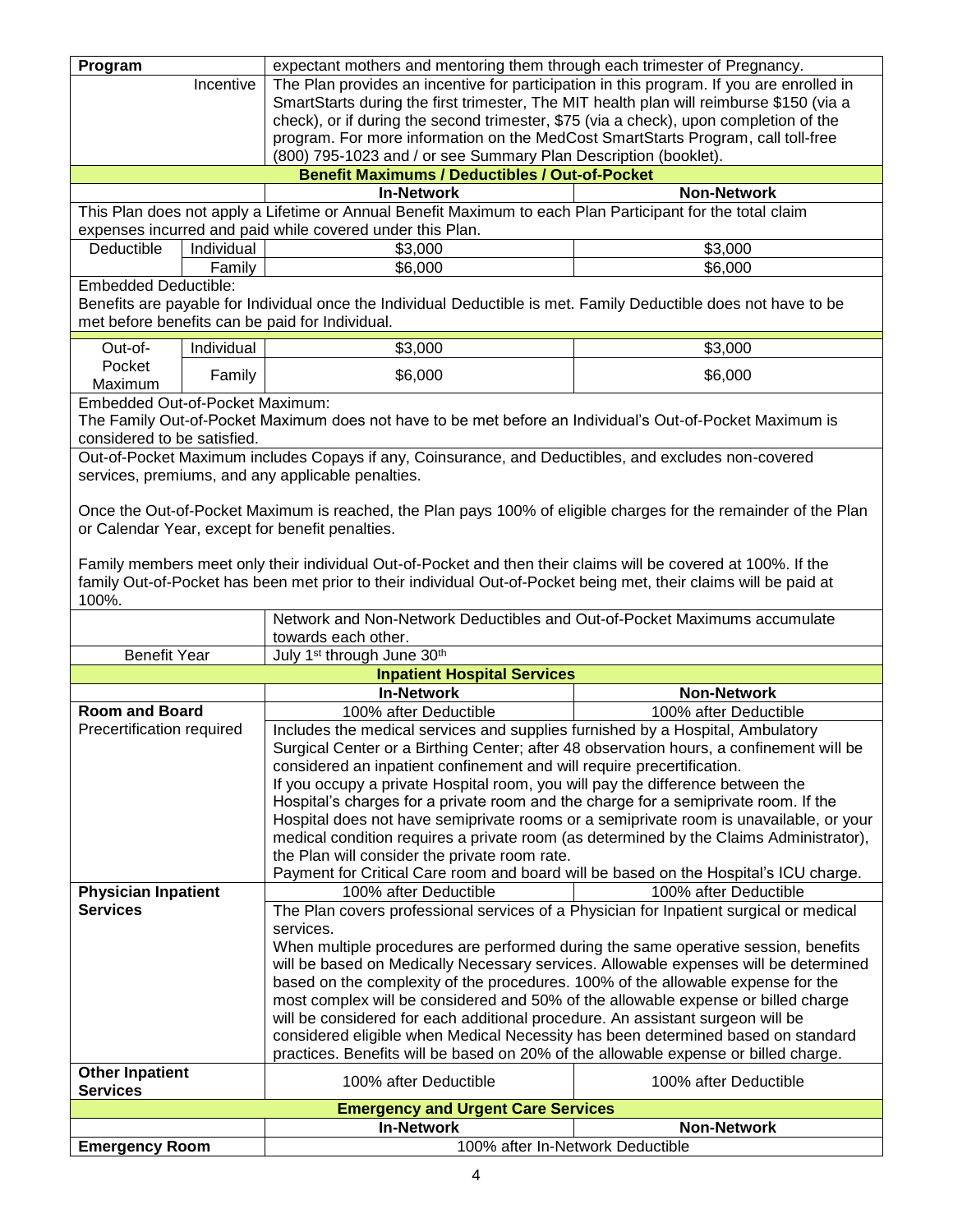| Program | | expectant mothers and mentoring them through each trimester of Pregnancy. | |
|---|---|---|---|
| | Incentive | The Plan provides an incentive for participation in this program. If you are enrolled in SmartStarts during the first trimester, The MIT health plan will reimburse $150 (via a check), or if during the second trimester, $75 (via a check), upon completion of the program. For more information on the MedCost SmartStarts Program, call toll-free (800) 795-1023 and / or see Summary Plan Description (booklet). | |

## Benefit Maximums / Deductibles / Out-of-Pocket

| | | In-Network | Non-Network |
|---|---|---|---|
| This Plan does not apply a Lifetime or Annual Benefit Maximum to each Plan Participant for the total claim expenses incurred and paid while covered under this Plan. | | | |
| Deductible | Individual | $3,000 | $3,000 |
| | Family | $6,000 | $6,000 |
| Embedded Deductible: Benefits are payable for Individual once the Individual Deductible is met. Family Deductible does not have to be met before benefits can be paid for Individual. | | | |
| Out-of-Pocket Maximum | Individual | $3,000 | $3,000 |
| | Family | $6,000 | $6,000 |
| Embedded Out-of-Pocket Maximum: The Family Out-of-Pocket Maximum does not have to be met before an Individual's Out-of-Pocket Maximum is considered to be satisfied. | | | |
| Out-of-Pocket Maximum includes Copays if any, Coinsurance, and Deductibles, and excludes non-covered services, premiums, and any applicable penalties. Once the Out-of-Pocket Maximum is reached, the Plan pays 100% of eligible charges for the remainder of the Plan or Calendar Year, except for benefit penalties. Family members meet only their individual Out-of-Pocket and then their claims will be covered at 100%. If the family Out-of-Pocket has been met prior to their individual Out-of-Pocket being met, their claims will be paid at 100%. | | | |
| | | Network and Non-Network Deductibles and Out-of-Pocket Maximums accumulate towards each other. | |
| Benefit Year | | July 1st through June 30th | |

## Inpatient Hospital Services

| | In-Network | Non-Network |
|---|---|---|
| **Room and Board** | 100% after Deductible | 100% after Deductible |
| Precertification required | Includes the medical services and supplies furnished by a Hospital, Ambulatory Surgical Center or a Birthing Center; after 48 observation hours, a confinement will be considered an inpatient confinement and will require precertification.<br>If you occupy a private Hospital room, you will pay the difference between the Hospital's charges for a private room and the charge for a semiprivate room. If the Hospital does not have semiprivate rooms or a semiprivate room is unavailable, or your medical condition requires a private room (as determined by the Claims Administrator), the Plan will consider the private room rate.<br>Payment for Critical Care room and board will be based on the Hospital's ICU charge. | |
| **Physician Inpatient Services** | 100% after Deductible | 100% after Deductible |
| | The Plan covers professional services of a Physician for Inpatient surgical or medical services.<br>When multiple procedures are performed during the same operative session, benefits will be based on Medically Necessary services. Allowable expenses will be determined based on the complexity of the procedures. 100% of the allowable expense for the most complex will be considered and 50% of the allowable expense or billed charge will be considered for each additional procedure. An assistant surgeon will be considered eligible when Medical Necessity has been determined based on standard practices. Benefits will be based on 20% of the allowable expense or billed charge. | |
| **Other Inpatient Services** | 100% after Deductible | 100% after Deductible |

## Emergency and Urgent Care Services

| | In-Network | Non-Network |
|---|---|---|
| **Emergency Room** | 100% after In-Network Deductible | |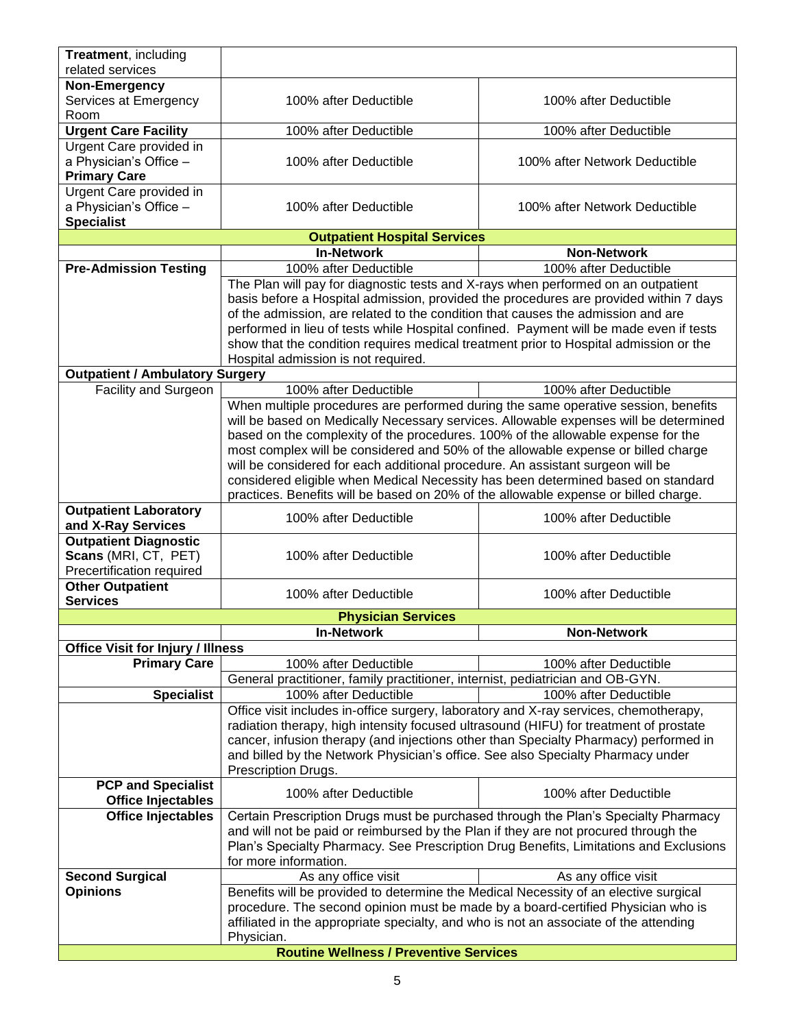| | | |
|---|---|---|
| **Treatment**, including related services | | |
| **Non-Emergency** Services at Emergency Room | 100% after Deductible | 100% after Deductible |
| **Urgent Care Facility** | 100% after Deductible | 100% after Deductible |
| Urgent Care provided in a Physician's Office – **Primary Care** | 100% after Deductible | 100% after Network Deductible |
| Urgent Care provided in a Physician's Office – **Specialist** | 100% after Deductible | 100% after Network Deductible |
| **Outpatient Hospital Services** | | |
| | **In-Network** | **Non-Network** |
| **Pre-Admission Testing** | 100% after Deductible | 100% after Deductible |
| | The Plan will pay for diagnostic tests and X-rays when performed on an outpatient basis before a Hospital admission, provided the procedures are provided within 7 days of the admission, are related to the condition that causes the admission and are performed in lieu of tests while Hospital confined. Payment will be made even if tests show that the condition requires medical treatment prior to Hospital admission or the Hospital admission is not required. | |
| **Outpatient / Ambulatory Surgery** | | |
| Facility and Surgeon | 100% after Deductible | 100% after Deductible |
| | When multiple procedures are performed during the same operative session, benefits will be based on Medically Necessary services. Allowable expenses will be determined based on the complexity of the procedures. 100% of the allowable expense for the most complex will be considered and 50% of the allowable expense or billed charge will be considered for each additional procedure. An assistant surgeon will be considered eligible when Medical Necessity has been determined based on standard practices. Benefits will be based on 20% of the allowable expense or billed charge. | |
| **Outpatient Laboratory and X-Ray Services** | 100% after Deductible | 100% after Deductible |
| **Outpatient Diagnostic Scans** (MRI, CT, PET) Precertification required | 100% after Deductible | 100% after Deductible |
| **Other Outpatient Services** | 100% after Deductible | 100% after Deductible |
| **Physician Services** | | |
| | **In-Network** | **Non-Network** |
| **Office Visit for Injury / Illness** | | |
| **Primary Care** | 100% after Deductible | 100% after Deductible |
| | General practitioner, family practitioner, internist, pediatrician and OB-GYN. | |
| **Specialist** | 100% after Deductible | 100% after Deductible |
| | Office visit includes in-office surgery, laboratory and X-ray services, chemotherapy, radiation therapy, high intensity focused ultrasound (HIFU) for treatment of prostate cancer, infusion therapy (and injections other than Specialty Pharmacy) performed in and billed by the Network Physician's office. See also Specialty Pharmacy under Prescription Drugs. | |
| **PCP and Specialist Office Injectables** | 100% after Deductible | 100% after Deductible |
| **Office Injectables** | Certain Prescription Drugs must be purchased through the Plan's Specialty Pharmacy and will not be paid or reimbursed by the Plan if they are not procured through the Plan's Specialty Pharmacy. See Prescription Drug Benefits, Limitations and Exclusions for more information. | |
| **Second Surgical Opinions** | As any office visit | As any office visit |
| | Benefits will be provided to determine the Medical Necessity of an elective surgical procedure. The second opinion must be made by a board-certified Physician who is affiliated in the appropriate specialty, and who is not an associate of the attending Physician. | |
| **Routine Wellness / Preventive Services** | | |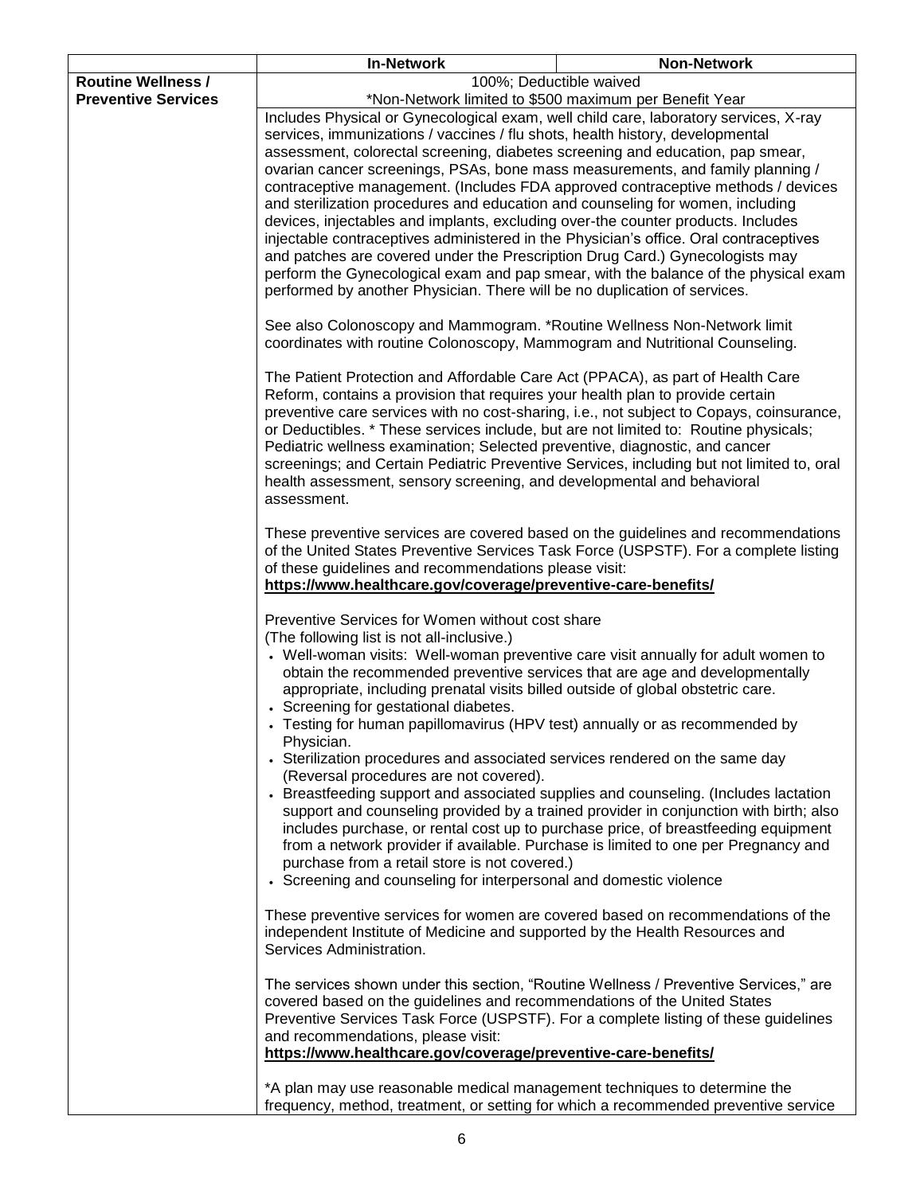| | In-Network | Non-Network |
|---|---|---|
| **Routine Wellness / Preventive Services** | 100%; Deductible waived<br>*Non-Network limited to $500 maximum per Benefit Year | |
| | Includes Physical or Gynecological exam, well child care, laboratory services, X-ray services, immunizations / vaccines / flu shots, health history, developmental assessment, colorectal screening, diabetes screening and education, pap smear, ovarian cancer screenings, PSAs, bone mass measurements, and family planning / contraceptive management. (Includes FDA approved contraceptive methods / devices and sterilization procedures and education and counseling for women, including devices, injectables and implants, excluding over-the counter products. Includes injectable contraceptives administered in the Physician's office. Oral contraceptives and patches are covered under the Prescription Drug Card.) Gynecologists may perform the Gynecological exam and pap smear, with the balance of the physical exam performed by another Physician. There will be no duplication of services.<br><br>See also Colonoscopy and Mammogram. *Routine Wellness Non-Network limit coordinates with routine Colonoscopy, Mammogram and Nutritional Counseling.<br><br>The Patient Protection and Affordable Care Act (PPACA), as part of Health Care Reform, contains a provision that requires your health plan to provide certain preventive care services with no cost-sharing, i.e., not subject to Copays, coinsurance, or Deductibles. * These services include, but are not limited to: Routine physicals; Pediatric wellness examination; Selected preventive, diagnostic, and cancer screenings; and Certain Pediatric Preventive Services, including but not limited to, oral health assessment, sensory screening, and developmental and behavioral assessment.<br><br>These preventive services are covered based on the guidelines and recommendations of the United States Preventive Services Task Force (USPSTF). For a complete listing of these guidelines and recommendations please visit:<br>**https://www.healthcare.gov/coverage/preventive-care-benefits/**<br><br>Preventive Services for Women without cost share<br>(The following list is not all-inclusive.)<br>• Well-woman visits: Well-woman preventive care visit annually for adult women to obtain the recommended preventive services that are age and developmentally appropriate, including prenatal visits billed outside of global obstetric care.<br>• Screening for gestational diabetes.<br>• Testing for human papillomavirus (HPV test) annually or as recommended by Physician.<br>• Sterilization procedures and associated services rendered on the same day (Reversal procedures are not covered).<br>• Breastfeeding support and associated supplies and counseling. (Includes lactation support and counseling provided by a trained provider in conjunction with birth; also includes purchase, or rental cost up to purchase price, of breastfeeding equipment from a network provider if available. Purchase is limited to one per Pregnancy and purchase from a retail store is not covered.)<br>• Screening and counseling for interpersonal and domestic violence<br><br>These preventive services for women are covered based on recommendations of the independent Institute of Medicine and supported by the Health Resources and Services Administration.<br><br>The services shown under this section, "Routine Wellness / Preventive Services," are covered based on the guidelines and recommendations of the United States Preventive Services Task Force (USPSTF). For a complete listing of these guidelines and recommendations, please visit:<br>**https://www.healthcare.gov/coverage/preventive-care-benefits/**<br><br>*A plan may use reasonable medical management techniques to determine the frequency, method, treatment, or setting for which a recommended preventive service | |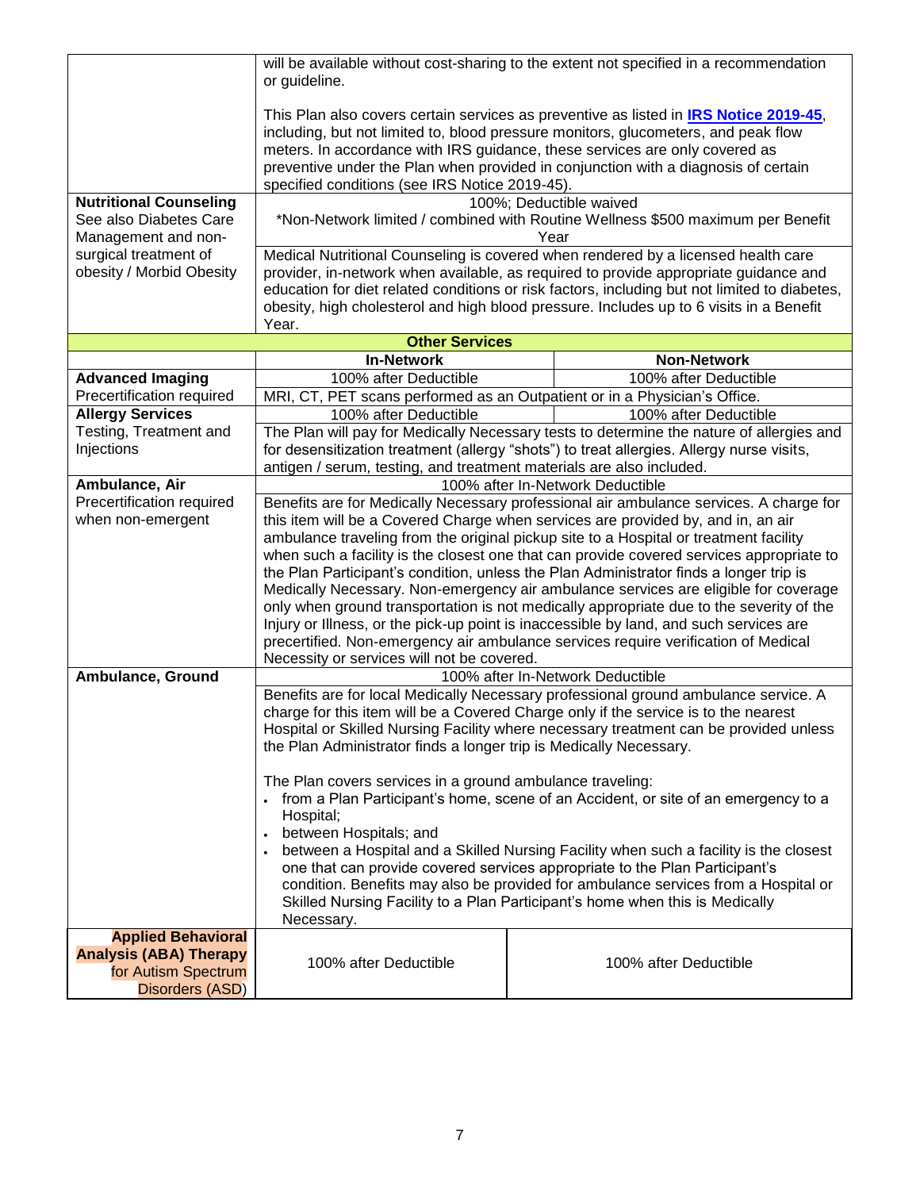| | | |
|---|---|---|
| | will be available without cost-sharing to the extent not specified in a recommendation or guideline.<br><br>This Plan also covers certain services as preventive as listed in **[IRS Notice 2019-45](#)**, including, but not limited to, blood pressure monitors, glucometers, and peak flow meters. In accordance with IRS guidance, these services are only covered as preventive under the Plan when provided in conjunction with a diagnosis of certain specified conditions (see IRS Notice 2019-45). | |
| **Nutritional Counseling**<br>See also Diabetes Care Management and non-surgical treatment of obesity / Morbid Obesity | 100%; Deductible waived<br>*Non-Network limited / combined with Routine Wellness $500 maximum per Benefit Year<br><br>Medical Nutritional Counseling is covered when rendered by a licensed health care provider, in-network when available, as required to provide appropriate guidance and education for diet related conditions or risk factors, including but not limited to diabetes, obesity, high cholesterol and high blood pressure. Includes up to 6 visits in a Benefit Year. | |
| **Other Services** | | |
| | **In-Network** | **Non-Network** |
| **Advanced Imaging**<br>Precertification required | 100% after Deductible | 100% after Deductible |
| | MRI, CT, PET scans performed as an Outpatient or in a Physician's Office. | |
| **Allergy Services**<br>Testing, Treatment and Injections | 100% after Deductible | 100% after Deductible |
| | The Plan will pay for Medically Necessary tests to determine the nature of allergies and for desensitization treatment (allergy "shots") to treat allergies. Allergy nurse visits, antigen / serum, testing, and treatment materials are also included. | |
| **Ambulance, Air**<br>Precertification required when non-emergent | 100% after In-Network Deductible<br><br>Benefits are for Medically Necessary professional air ambulance services. A charge for this item will be a Covered Charge when services are provided by, and in, an air ambulance traveling from the original pickup site to a Hospital or treatment facility when such a facility is the closest one that can provide covered services appropriate to the Plan Participant's condition, unless the Plan Administrator finds a longer trip is Medically Necessary. Non-emergency air ambulance services are eligible for coverage only when ground transportation is not medically appropriate due to the severity of the Injury or Illness, or the pick-up point is inaccessible by land, and such services are precertified. Non-emergency air ambulance services require verification of Medical Necessity or services will not be covered. | |
| **Ambulance, Ground** | 100% after In-Network Deductible<br><br>Benefits are for local Medically Necessary professional ground ambulance service. A charge for this item will be a Covered Charge only if the service is to the nearest Hospital or Skilled Nursing Facility where necessary treatment can be provided unless the Plan Administrator finds a longer trip is Medically Necessary.<br><br>The Plan covers services in a ground ambulance traveling:<br>• from a Plan Participant's home, scene of an Accident, or site of an emergency to a Hospital;<br>• between Hospitals; and<br>• between a Hospital and a Skilled Nursing Facility when such a facility is the closest one that can provide covered services appropriate to the Plan Participant's condition. Benefits may also be provided for ambulance services from a Hospital or Skilled Nursing Facility to a Plan Participant's home when this is Medically Necessary. | |
| **Applied Behavioral Analysis (ABA) Therapy** for Autism Spectrum Disorders (ASD) | 100% after Deductible | 100% after Deductible |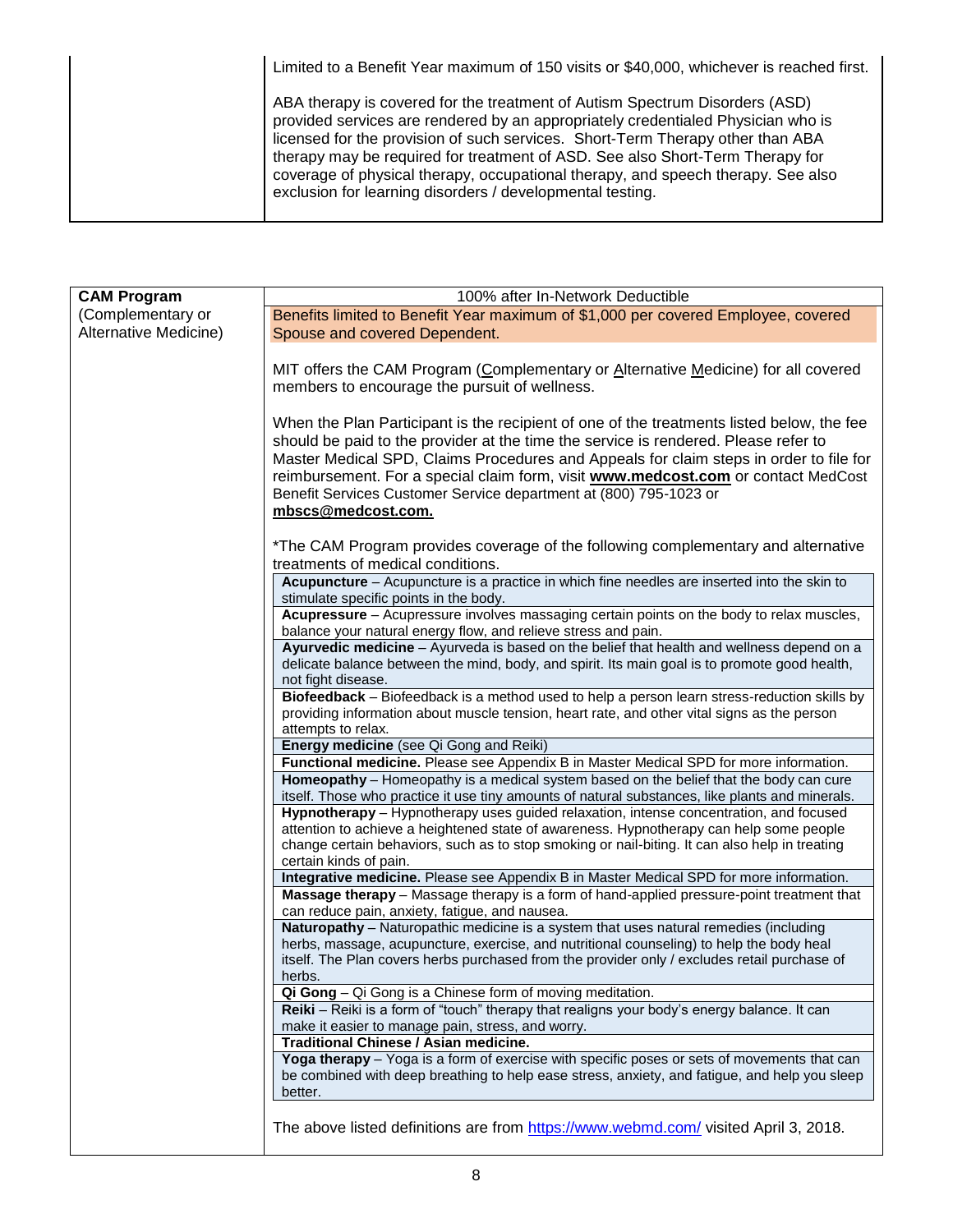| | |
|---|---|
| | Limited to a Benefit Year maximum of 150 visits or $40,000, whichever is reached first.<br><br>ABA therapy is covered for the treatment of Autism Spectrum Disorders (ASD) provided services are rendered by an appropriately credentialed Physician who is licensed for the provision of such services. Short-Term Therapy other than ABA therapy may be required for treatment of ASD. See also Short-Term Therapy for coverage of physical therapy, occupational therapy, and speech therapy. See also exclusion for learning disorders / developmental testing. |

| **CAM Program** (Complementary or Alternative Medicine) | 100% after In-Network Deductible |
|---|---|
| | Benefits limited to Benefit Year maximum of $1,000 per covered Employee, covered Spouse and covered Dependent.<br><br>MIT offers the CAM Program (Complementary or Alternative Medicine) for all covered members to encourage the pursuit of wellness.<br><br>When the Plan Participant is the recipient of one of the treatments listed below, the fee should be paid to the provider at the time the service is rendered. Please refer to Master Medical SPD, Claims Procedures and Appeals for claim steps in order to file for reimbursement. For a special claim form, visit **www.medcost.com** or contact MedCost Benefit Services Customer Service department at (800) 795-1023 or **mbscs@medcost.com.**<br><br>*The CAM Program provides coverage of the following complementary and alternative treatments of medical conditions. |
| | **Acupuncture** – Acupuncture is a practice in which fine needles are inserted into the skin to stimulate specific points in the body. |
| | **Acupressure** – Acupressure involves massaging certain points on the body to relax muscles, balance your natural energy flow, and relieve stress and pain. |
| | **Ayurvedic medicine** – Ayurveda is based on the belief that health and wellness depend on a delicate balance between the mind, body, and spirit. Its main goal is to promote good health, not fight disease. |
| | **Biofeedback** – Biofeedback is a method used to help a person learn stress-reduction skills by providing information about muscle tension, heart rate, and other vital signs as the person attempts to relax. |
| | **Energy medicine** (see Qi Gong and Reiki) |
| | **Functional medicine.** Please see Appendix B in Master Medical SPD for more information. |
| | **Homeopathy** – Homeopathy is a medical system based on the belief that the body can cure itself. Those who practice it use tiny amounts of natural substances, like plants and minerals. |
| | **Hypnotherapy** – Hypnotherapy uses guided relaxation, intense concentration, and focused attention to achieve a heightened state of awareness. Hypnotherapy can help some people change certain behaviors, such as to stop smoking or nail-biting. It can also help in treating certain kinds of pain. |
| | **Integrative medicine.** Please see Appendix B in Master Medical SPD for more information. |
| | **Massage therapy** – Massage therapy is a form of hand-applied pressure-point treatment that can reduce pain, anxiety, fatigue, and nausea. |
| | **Naturopathy** – Naturopathic medicine is a system that uses natural remedies (including herbs, massage, acupuncture, exercise, and nutritional counseling) to help the body heal itself. The Plan covers herbs purchased from the provider only / excludes retail purchase of herbs. |
| | **Qi Gong** – Qi Gong is a Chinese form of moving meditation. |
| | **Reiki** – Reiki is a form of "touch" therapy that realigns your body's energy balance. It can make it easier to manage pain, stress, and worry. |
| | **Traditional Chinese / Asian medicine.** |
| | **Yoga therapy** – Yoga is a form of exercise with specific poses or sets of movements that can be combined with deep breathing to help ease stress, anxiety, and fatigue, and help you sleep better. |
| | The above listed definitions are from https://www.webmd.com/ visited April 3, 2018. |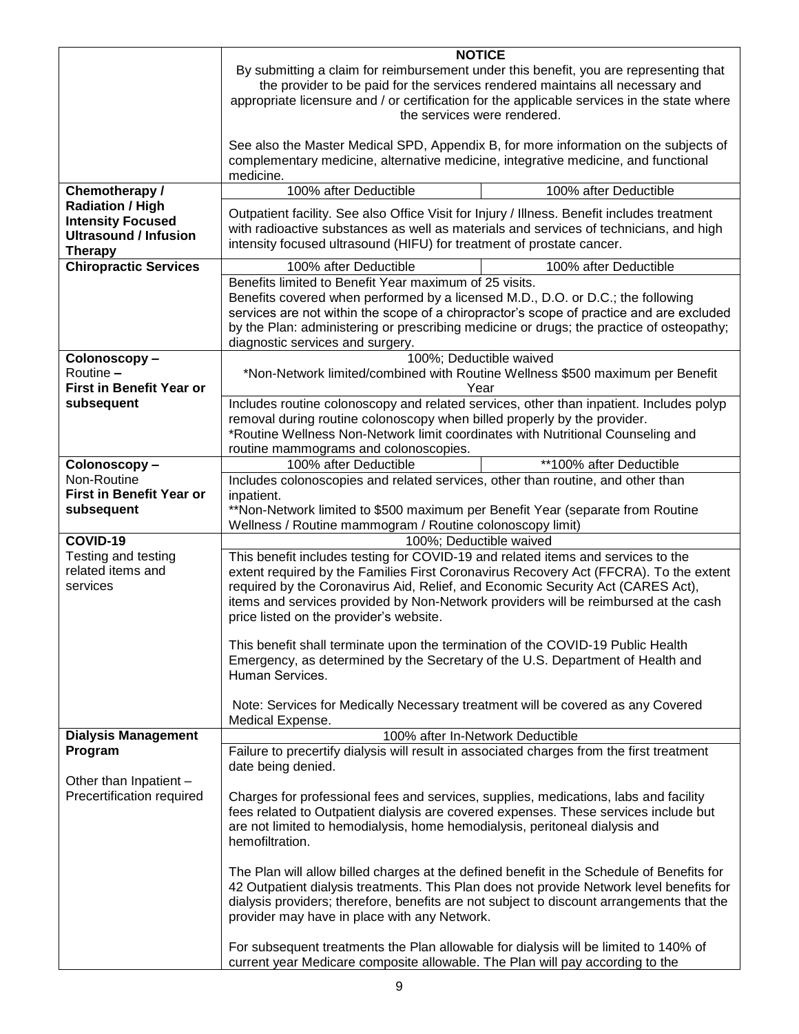| | | |
|---|---|---|
| | **NOTICE**<br>By submitting a claim for reimbursement under this benefit, you are representing that the provider to be paid for the services rendered maintains all necessary and appropriate licensure and / or certification for the applicable services in the state where the services were rendered.<br><br>See also the Master Medical SPD, Appendix B, for more information on the subjects of complementary medicine, alternative medicine, integrative medicine, and functional medicine. | |
| **Chemotherapy / Radiation / High Intensity Focused Ultrasound / Infusion Therapy** | 100% after Deductible | 100% after Deductible |
| | Outpatient facility. See also Office Visit for Injury / Illness. Benefit includes treatment with radioactive substances as well as materials and services of technicians, and high intensity focused ultrasound (HIFU) for treatment of prostate cancer. | |
| **Chiropractic Services** | 100% after Deductible | 100% after Deductible |
| | Benefits limited to Benefit Year maximum of 25 visits.<br>Benefits covered when performed by a licensed M.D., D.O. or D.C.; the following services are not within the scope of a chiropractor's scope of practice and are excluded by the Plan: administering or prescribing medicine or drugs; the practice of osteopathy; diagnostic services and surgery. | |
| **Colonoscopy –** Routine **– First in Benefit Year or subsequent** | 100%; Deductible waived<br>*Non-Network limited/combined with Routine Wellness $500 maximum per Benefit Year | |
| | Includes routine colonoscopy and related services, other than inpatient. Includes polyp removal during routine colonoscopy when billed properly by the provider.<br>*Routine Wellness Non-Network limit coordinates with Nutritional Counseling and routine mammograms and colonoscopies. | |
| **Colonoscopy –** Non-Routine **First in Benefit Year or subsequent** | 100% after Deductible | **100% after Deductible |
| | Includes colonoscopies and related services, other than routine, and other than inpatient.<br>**Non-Network limited to $500 maximum per Benefit Year (separate from Routine Wellness / Routine mammogram / Routine colonoscopy limit) | |
| **COVID-19** Testing and testing related items and services | 100%; Deductible waived | |
| | This benefit includes testing for COVID-19 and related items and services to the extent required by the Families First Coronavirus Recovery Act (FFCRA). To the extent required by the Coronavirus Aid, Relief, and Economic Security Act (CARES Act), items and services provided by Non-Network providers will be reimbursed at the cash price listed on the provider's website.<br><br>This benefit shall terminate upon the termination of the COVID-19 Public Health Emergency, as determined by the Secretary of the U.S. Department of Health and Human Services.<br><br>Note: Services for Medically Necessary treatment will be covered as any Covered Medical Expense. | |
| **Dialysis Management Program**<br><br>Other than Inpatient – Precertification required | 100% after In-Network Deductible | |
| | Failure to precertify dialysis will result in associated charges from the first treatment date being denied.<br><br>Charges for professional fees and services, supplies, medications, labs and facility fees related to Outpatient dialysis are covered expenses. These services include but are not limited to hemodialysis, home hemodialysis, peritoneal dialysis and hemofiltration.<br><br>The Plan will allow billed charges at the defined benefit in the Schedule of Benefits for 42 Outpatient dialysis treatments. This Plan does not provide Network level benefits for dialysis providers; therefore, benefits are not subject to discount arrangements that the provider may have in place with any Network.<br><br>For subsequent treatments the Plan allowable for dialysis will be limited to 140% of current year Medicare composite allowable. The Plan will pay according to the | |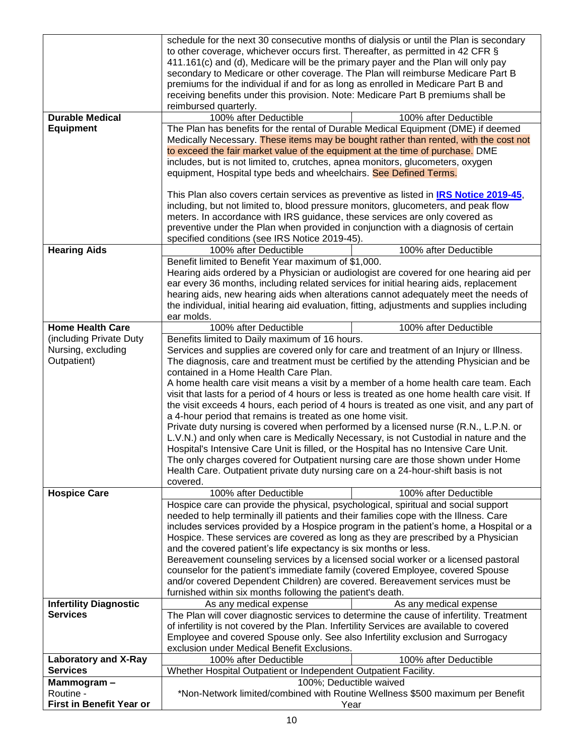| | | |
|---|---|---|
| | schedule for the next 30 consecutive months of dialysis or until the Plan is secondary to other coverage, whichever occurs first. Thereafter, as permitted in 42 CFR § 411.161(c) and (d), Medicare will be the primary payer and the Plan will only pay secondary to Medicare or other coverage. The Plan will reimburse Medicare Part B premiums for the individual if and for as long as enrolled in Medicare Part B and receiving benefits under this provision. Note: Medicare Part B premiums shall be reimbursed quarterly. | |
| **Durable Medical Equipment** | 100% after Deductible | 100% after Deductible |
| | The Plan has benefits for the rental of Durable Medical Equipment (DME) if deemed Medically Necessary. These items may be bought rather than rented, with the cost not to exceed the fair market value of the equipment at the time of purchase. DME includes, but is not limited to, crutches, apnea monitors, glucometers, oxygen equipment, Hospital type beds and wheelchairs. See Defined Terms.<br><br>This Plan also covers certain services as preventive as listed in **IRS Notice 2019-45**, including, but not limited to, blood pressure monitors, glucometers, and peak flow meters. In accordance with IRS guidance, these services are only covered as preventive under the Plan when provided in conjunction with a diagnosis of certain specified conditions (see IRS Notice 2019-45). | |
| **Hearing Aids** | 100% after Deductible | 100% after Deductible |
| | Benefit limited to Benefit Year maximum of $1,000.<br>Hearing aids ordered by a Physician or audiologist are covered for one hearing aid per ear every 36 months, including related services for initial hearing aids, replacement hearing aids, new hearing aids when alterations cannot adequately meet the needs of the individual, initial hearing aid evaluation, fitting, adjustments and supplies including ear molds. | |
| **Home Health Care** (including Private Duty Nursing, excluding Outpatient) | 100% after Deductible | 100% after Deductible |
| | Benefits limited to Daily maximum of 16 hours.<br>Services and supplies are covered only for care and treatment of an Injury or Illness. The diagnosis, care and treatment must be certified by the attending Physician and be contained in a Home Health Care Plan.<br>A home health care visit means a visit by a member of a home health care team. Each visit that lasts for a period of 4 hours or less is treated as one home health care visit. If the visit exceeds 4 hours, each period of 4 hours is treated as one visit, and any part of a 4-hour period that remains is treated as one home visit.<br>Private duty nursing is covered when performed by a licensed nurse (R.N., L.P.N. or L.V.N.) and only when care is Medically Necessary, is not Custodial in nature and the Hospital's Intensive Care Unit is filled, or the Hospital has no Intensive Care Unit.<br>The only charges covered for Outpatient nursing care are those shown under Home Health Care. Outpatient private duty nursing care on a 24-hour-shift basis is not covered. | |
| **Hospice Care** | 100% after Deductible | 100% after Deductible |
| | Hospice care can provide the physical, psychological, spiritual and social support needed to help terminally ill patients and their families cope with the Illness. Care includes services provided by a Hospice program in the patient's home, a Hospital or a Hospice. These services are covered as long as they are prescribed by a Physician and the covered patient's life expectancy is six months or less.<br>Bereavement counseling services by a licensed social worker or a licensed pastoral counselor for the patient's immediate family (covered Employee, covered Spouse and/or covered Dependent Children) are covered. Bereavement services must be furnished within six months following the patient's death. | |
| **Infertility Diagnostic Services** | As any medical expense | As any medical expense |
| | The Plan will cover diagnostic services to determine the cause of infertility. Treatment of infertility is not covered by the Plan. Infertility Services are available to covered Employee and covered Spouse only. See also Infertility exclusion and Surrogacy exclusion under Medical Benefit Exclusions. | |
| **Laboratory and X-Ray Services** | 100% after Deductible | 100% after Deductible |
| | Whether Hospital Outpatient or Independent Outpatient Facility. | |
| **Mammogram –** Routine - **First in Benefit Year or** | 100%; Deductible waived<br>*Non-Network limited/combined with Routine Wellness $500 maximum per Benefit Year | |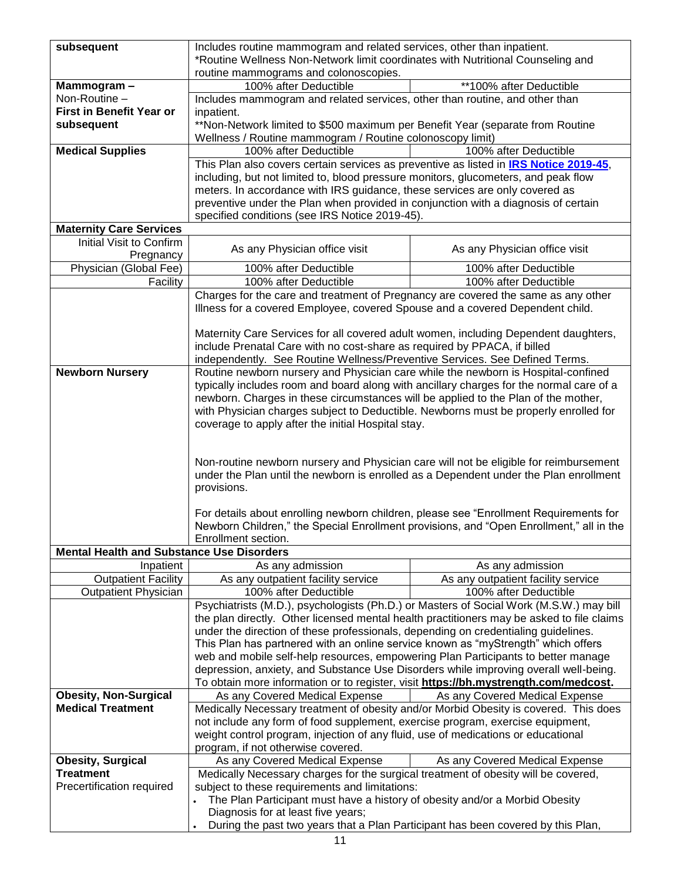| | | |
|---|---|---|
| **subsequent** | Includes routine mammogram and related services, other than inpatient.<br>*Routine Wellness Non-Network limit coordinates with Nutritional Counseling and routine mammograms and colonoscopies. | |
| **Mammogram –** Non-Routine – **First in Benefit Year or subsequent** | 100% after Deductible | **100% after Deductible |
| | Includes mammogram and related services, other than routine, and other than inpatient.<br>**Non-Network limited to $500 maximum per Benefit Year (separate from Routine Wellness / Routine mammogram / Routine colonoscopy limit) | |
| **Medical Supplies** | 100% after Deductible | 100% after Deductible |
| | This Plan also covers certain services as preventive as listed in **IRS Notice 2019-45**, including, but not limited to, blood pressure monitors, glucometers, and peak flow meters. In accordance with IRS guidance, these services are only covered as preventive under the Plan when provided in conjunction with a diagnosis of certain specified conditions (see IRS Notice 2019-45). | |
| **Maternity Care Services** | | |
| Initial Visit to Confirm Pregnancy | As any Physician office visit | As any Physician office visit |
| Physician (Global Fee) | 100% after Deductible | 100% after Deductible |
| Facility | 100% after Deductible | 100% after Deductible |
| | Charges for the care and treatment of Pregnancy are covered the same as any other Illness for a covered Employee, covered Spouse and a covered Dependent child.<br><br>Maternity Care Services for all covered adult women, including Dependent daughters, include Prenatal Care with no cost-share as required by PPACA, if billed independently. See Routine Wellness/Preventive Services. See Defined Terms. | |
| **Newborn Nursery** | Routine newborn nursery and Physician care while the newborn is Hospital-confined typically includes room and board along with ancillary charges for the normal care of a newborn. Charges in these circumstances will be applied to the Plan of the mother, with Physician charges subject to Deductible. Newborns must be properly enrolled for coverage to apply after the initial Hospital stay.<br><br>Non-routine newborn nursery and Physician care will not be eligible for reimbursement under the Plan until the newborn is enrolled as a Dependent under the Plan enrollment provisions.<br><br>For details about enrolling newborn children, please see "Enrollment Requirements for Newborn Children," the Special Enrollment provisions, and "Open Enrollment," all in the Enrollment section. | |
| **Mental Health and Substance Use Disorders** | | |
| Inpatient | As any admission | As any admission |
| Outpatient Facility | As any outpatient facility service | As any outpatient facility service |
| Outpatient Physician | 100% after Deductible | 100% after Deductible |
| | Psychiatrists (M.D.), psychologists (Ph.D.) or Masters of Social Work (M.S.W.) may bill the plan directly. Other licensed mental health practitioners may be asked to file claims under the direction of these professionals, depending on credentialing guidelines.<br>This Plan has partnered with an online service known as "myStrength" which offers web and mobile self-help resources, empowering Plan Participants to better manage depression, anxiety, and Substance Use Disorders while improving overall well-being. To obtain more information or to register, visit **https://bh.mystrength.com/medcost.** | |
| **Obesity, Non-Surgical Medical Treatment** | As any Covered Medical Expense | As any Covered Medical Expense |
| | Medically Necessary treatment of obesity and/or Morbid Obesity is covered. This does not include any form of food supplement, exercise program, exercise equipment, weight control program, injection of any fluid, use of medications or educational program, if not otherwise covered. | |
| **Obesity, Surgical Treatment** Precertification required | As any Covered Medical Expense | As any Covered Medical Expense |
| | Medically Necessary charges for the surgical treatment of obesity will be covered, subject to these requirements and limitations:<br>• The Plan Participant must have a history of obesity and/or a Morbid Obesity Diagnosis for at least five years;<br>• During the past two years that a Plan Participant has been covered by this Plan, | |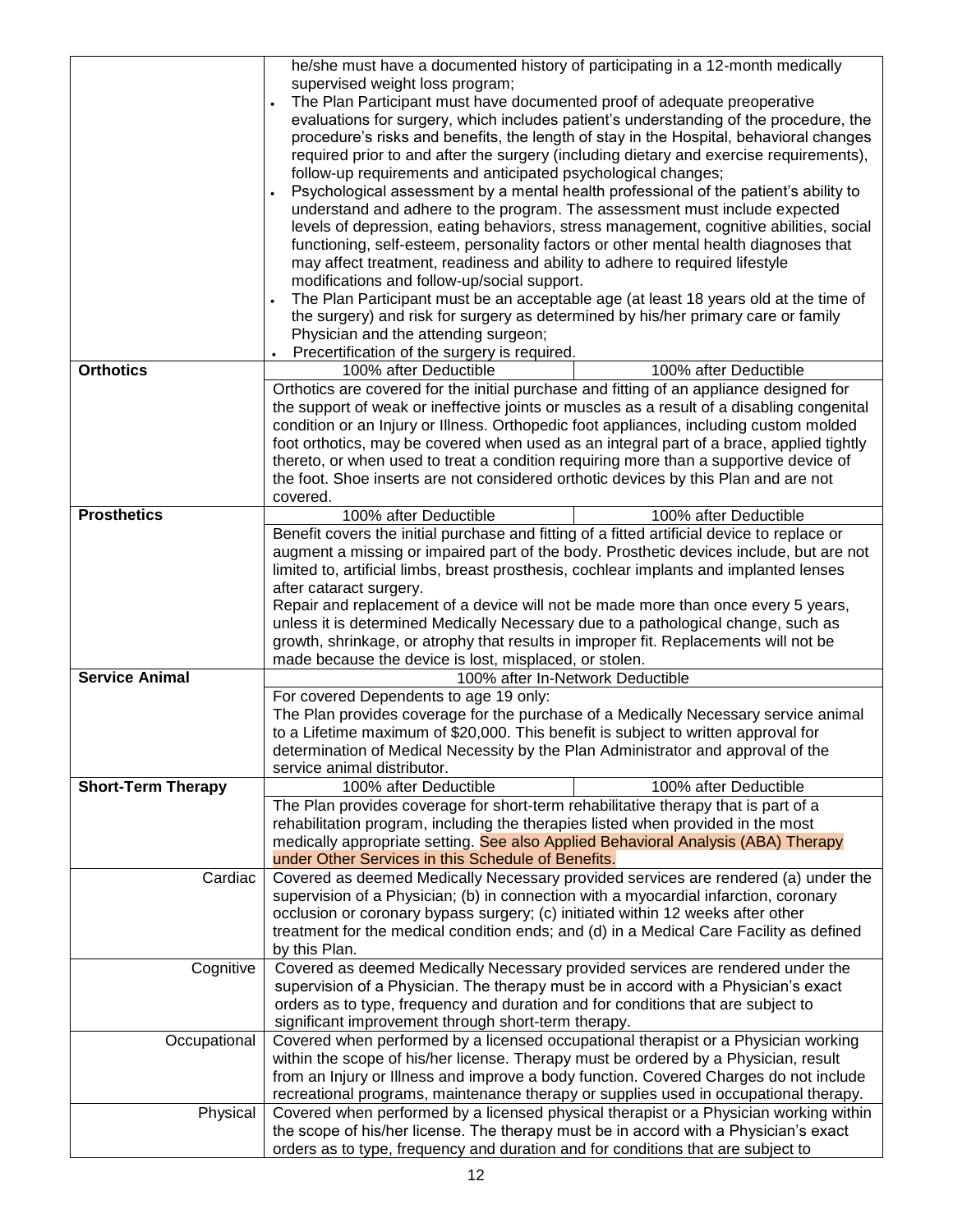| | | |
|---|---|---|
| | he/she must have a documented history of participating in a 12-month medically supervised weight loss program;<br>• The Plan Participant must have documented proof of adequate preoperative evaluations for surgery, which includes patient's understanding of the procedure, the procedure's risks and benefits, the length of stay in the Hospital, behavioral changes required prior to and after the surgery (including dietary and exercise requirements), follow-up requirements and anticipated psychological changes;<br>• Psychological assessment by a mental health professional of the patient's ability to understand and adhere to the program. The assessment must include expected levels of depression, eating behaviors, stress management, cognitive abilities, social functioning, self-esteem, personality factors or other mental health diagnoses that may affect treatment, readiness and ability to adhere to required lifestyle modifications and follow-up/social support.<br>• The Plan Participant must be an acceptable age (at least 18 years old at the time of the surgery) and risk for surgery as determined by his/her primary care or family Physician and the attending surgeon;<br>• Precertification of the surgery is required. | |
| **Orthotics** | 100% after Deductible | 100% after Deductible |
| | Orthotics are covered for the initial purchase and fitting of an appliance designed for the support of weak or ineffective joints or muscles as a result of a disabling congenital condition or an Injury or Illness. Orthopedic foot appliances, including custom molded foot orthotics, may be covered when used as an integral part of a brace, applied tightly thereto, or when used to treat a condition requiring more than a supportive device of the foot. Shoe inserts are not considered orthotic devices by this Plan and are not covered. | |
| **Prosthetics** | 100% after Deductible | 100% after Deductible |
| | Benefit covers the initial purchase and fitting of a fitted artificial device to replace or augment a missing or impaired part of the body. Prosthetic devices include, but are not limited to, artificial limbs, breast prosthesis, cochlear implants and implanted lenses after cataract surgery.<br>Repair and replacement of a device will not be made more than once every 5 years, unless it is determined Medically Necessary due to a pathological change, such as growth, shrinkage, or atrophy that results in improper fit. Replacements will not be made because the device is lost, misplaced, or stolen. | |
| **Service Animal** | 100% after In-Network Deductible | |
| | For covered Dependents to age 19 only:<br>The Plan provides coverage for the purchase of a Medically Necessary service animal to a Lifetime maximum of $20,000. This benefit is subject to written approval for determination of Medical Necessity by the Plan Administrator and approval of the service animal distributor. | |
| **Short-Term Therapy** | 100% after Deductible | 100% after Deductible |
| | The Plan provides coverage for short-term rehabilitative therapy that is part of a rehabilitation program, including the therapies listed when provided in the most medically appropriate setting. See also Applied Behavioral Analysis (ABA) Therapy under Other Services in this Schedule of Benefits. | |
| Cardiac | Covered as deemed Medically Necessary provided services are rendered (a) under the supervision of a Physician; (b) in connection with a myocardial infarction, coronary occlusion or coronary bypass surgery; (c) initiated within 12 weeks after other treatment for the medical condition ends; and (d) in a Medical Care Facility as defined by this Plan. | |
| Cognitive | Covered as deemed Medically Necessary provided services are rendered under the supervision of a Physician. The therapy must be in accord with a Physician's exact orders as to type, frequency and duration and for conditions that are subject to significant improvement through short-term therapy. | |
| Occupational | Covered when performed by a licensed occupational therapist or a Physician working within the scope of his/her license. Therapy must be ordered by a Physician, result from an Injury or Illness and improve a body function. Covered Charges do not include recreational programs, maintenance therapy or supplies used in occupational therapy. | |
| Physical | Covered when performed by a licensed physical therapist or a Physician working within the scope of his/her license. The therapy must be in accord with a Physician's exact orders as to type, frequency and duration and for conditions that are subject to | |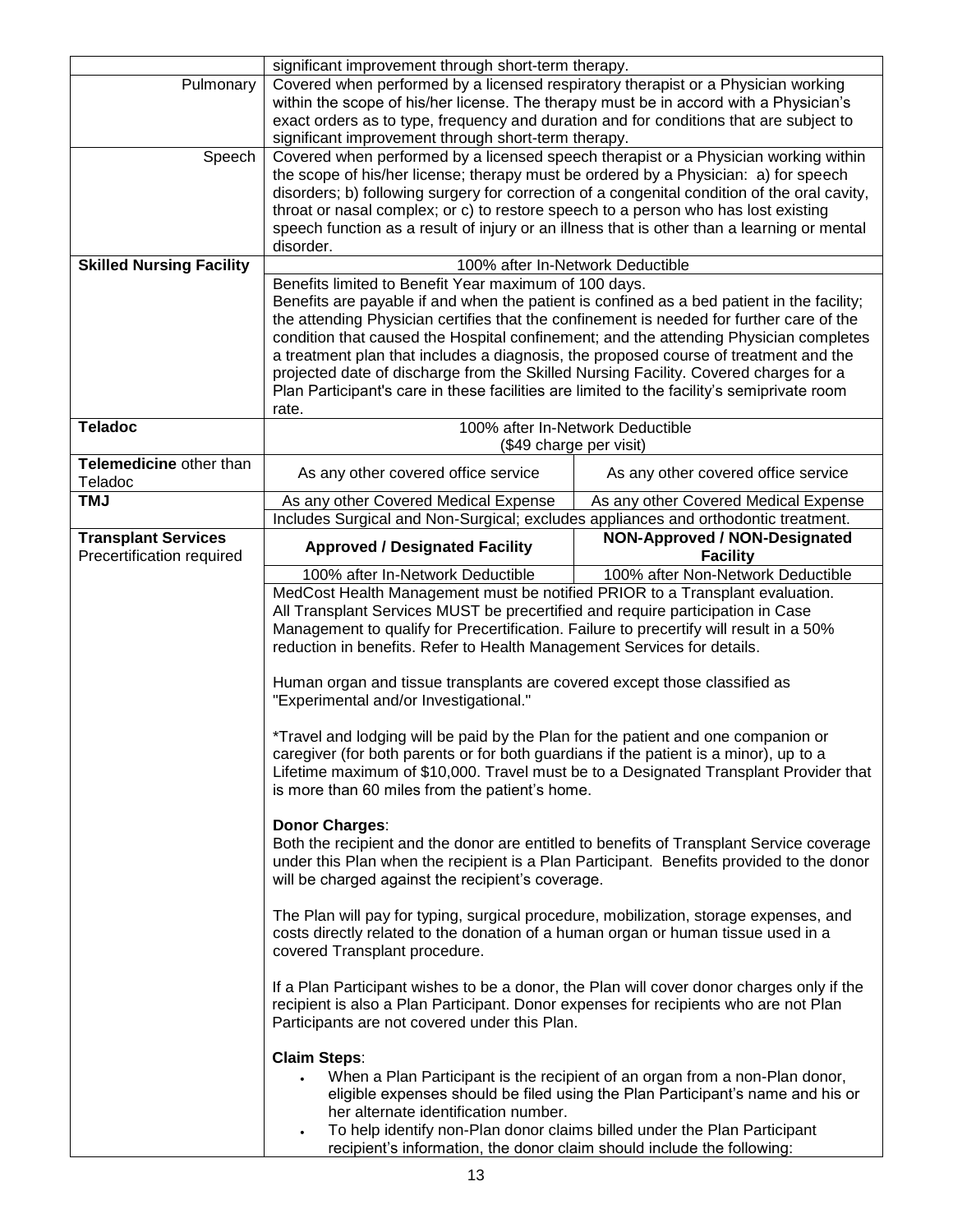| | | |
|---|---|---|
| | significant improvement through short-term therapy. | |
| Pulmonary | Covered when performed by a licensed respiratory therapist or a Physician working within the scope of his/her license. The therapy must be in accord with a Physician's exact orders as to type, frequency and duration and for conditions that are subject to significant improvement through short-term therapy. | |
| Speech | Covered when performed by a licensed speech therapist or a Physician working within the scope of his/her license; therapy must be ordered by a Physician: a) for speech disorders; b) following surgery for correction of a congenital condition of the oral cavity, throat or nasal complex; or c) to restore speech to a person who has lost existing speech function as a result of injury or an illness that is other than a learning or mental disorder. | |
| **Skilled Nursing Facility** | 100% after In-Network Deductible | |
| | Benefits limited to Benefit Year maximum of 100 days.<br>Benefits are payable if and when the patient is confined as a bed patient in the facility; the attending Physician certifies that the confinement is needed for further care of the condition that caused the Hospital confinement; and the attending Physician completes a treatment plan that includes a diagnosis, the proposed course of treatment and the projected date of discharge from the Skilled Nursing Facility. Covered charges for a Plan Participant's care in these facilities are limited to the facility's semiprivate room rate. | |
| **Teladoc** | 100% after In-Network Deductible<br>($49 charge per visit) | |
| **Telemedicine** other than Teladoc | As any other covered office service | As any other covered office service |
| **TMJ** | As any other Covered Medical Expense | As any other Covered Medical Expense |
| | Includes Surgical and Non-Surgical; excludes appliances and orthodontic treatment. | |
| **Transplant Services**<br>Precertification required | **Approved / Designated Facility** | **NON-Approved / NON-Designated Facility** |
| | 100% after In-Network Deductible | 100% after Non-Network Deductible |
| | MedCost Health Management must be notified PRIOR to a Transplant evaluation. All Transplant Services MUST be precertified and require participation in Case Management to qualify for Precertification. Failure to precertify will result in a 50% reduction in benefits. Refer to Health Management Services for details.<br><br>Human organ and tissue transplants are covered except those classified as "Experimental and/or Investigational."<br><br>*Travel and lodging will be paid by the Plan for the patient and one companion or caregiver (for both parents or for both guardians if the patient is a minor), up to a Lifetime maximum of $10,000. Travel must be to a Designated Transplant Provider that is more than 60 miles from the patient's home.<br><br>**Donor Charges**:<br>Both the recipient and the donor are entitled to benefits of Transplant Service coverage under this Plan when the recipient is a Plan Participant. Benefits provided to the donor will be charged against the recipient's coverage.<br><br>The Plan will pay for typing, surgical procedure, mobilization, storage expenses, and costs directly related to the donation of a human organ or human tissue used in a covered Transplant procedure.<br><br>If a Plan Participant wishes to be a donor, the Plan will cover donor charges only if the recipient is also a Plan Participant. Donor expenses for recipients who are not Plan Participants are not covered under this Plan.<br><br>**Claim Steps**:<br>• When a Plan Participant is the recipient of an organ from a non-Plan donor, eligible expenses should be filed using the Plan Participant's name and his or her alternate identification number.<br>• To help identify non-Plan donor claims billed under the Plan Participant recipient's information, the donor claim should include the following: | |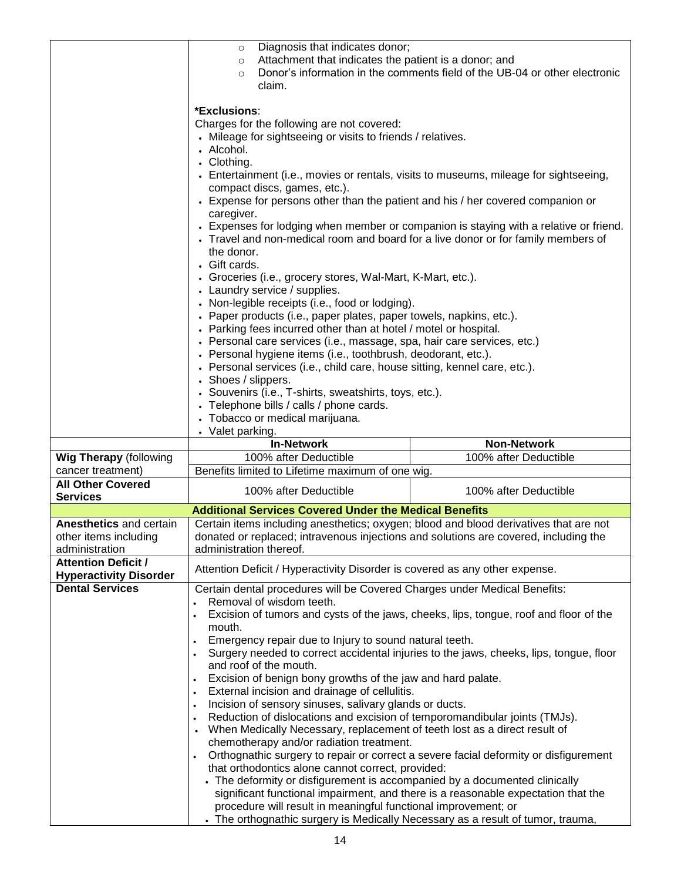| | | |
|---|---|---|
| | ◦ Diagnosis that indicates donor;<br>◦ Attachment that indicates the patient is a donor; and<br>◦ Donor's information in the comments field of the UB-04 or other electronic claim.<br><br>**\*Exclusions**:<br>Charges for the following are not covered:<br>• Mileage for sightseeing or visits to friends / relatives.<br>• Alcohol.<br>• Clothing.<br>• Entertainment (i.e., movies or rentals, visits to museums, mileage for sightseeing, compact discs, games, etc.).<br>• Expense for persons other than the patient and his / her covered companion or caregiver.<br>• Expenses for lodging when member or companion is staying with a relative or friend.<br>• Travel and non-medical room and board for a live donor or for family members of the donor.<br>• Gift cards.<br>• Groceries (i.e., grocery stores, Wal-Mart, K-Mart, etc.).<br>• Laundry service / supplies.<br>• Non-legible receipts (i.e., food or lodging).<br>• Paper products (i.e., paper plates, paper towels, napkins, etc.).<br>• Parking fees incurred other than at hotel / motel or hospital.<br>• Personal care services (i.e., massage, spa, hair care services, etc.)<br>• Personal hygiene items (i.e., toothbrush, deodorant, etc.).<br>• Personal services (i.e., child care, house sitting, kennel care, etc.).<br>• Shoes / slippers.<br>• Souvenirs (i.e., T-shirts, sweatshirts, toys, etc.).<br>• Telephone bills / calls / phone cards.<br>• Tobacco or medical marijuana.<br>• Valet parking. | |
| | **In-Network** | **Non-Network** |
| **Wig Therapy** (following cancer treatment) | 100% after Deductible | 100% after Deductible |
| | Benefits limited to Lifetime maximum of one wig. | |
| **All Other Covered Services** | 100% after Deductible | 100% after Deductible |
| **Additional Services Covered Under the Medical Benefits** | | |
| **Anesthetics** and certain other items including administration | Certain items including anesthetics; oxygen; blood and blood derivatives that are not donated or replaced; intravenous injections and solutions are covered, including the administration thereof. | |
| **Attention Deficit / Hyperactivity Disorder** | Attention Deficit / Hyperactivity Disorder is covered as any other expense. | |
| **Dental Services** | Certain dental procedures will be Covered Charges under Medical Benefits:<br>• Removal of wisdom teeth.<br>• Excision of tumors and cysts of the jaws, cheeks, lips, tongue, roof and floor of the mouth.<br>• Emergency repair due to Injury to sound natural teeth.<br>• Surgery needed to correct accidental injuries to the jaws, cheeks, lips, tongue, floor and roof of the mouth.<br>• Excision of benign bony growths of the jaw and hard palate.<br>• External incision and drainage of cellulitis.<br>• Incision of sensory sinuses, salivary glands or ducts.<br>• Reduction of dislocations and excision of temporomandibular joints (TMJs).<br>• When Medically Necessary, replacement of teeth lost as a direct result of chemotherapy and/or radiation treatment.<br>• Orthognathic surgery to repair or correct a severe facial deformity or disfigurement that orthodontics alone cannot correct, provided:<br>  • The deformity or disfigurement is accompanied by a documented clinically significant functional impairment, and there is a reasonable expectation that the procedure will result in meaningful functional improvement; or<br>  • The orthognathic surgery is Medically Necessary as a result of tumor, trauma, | |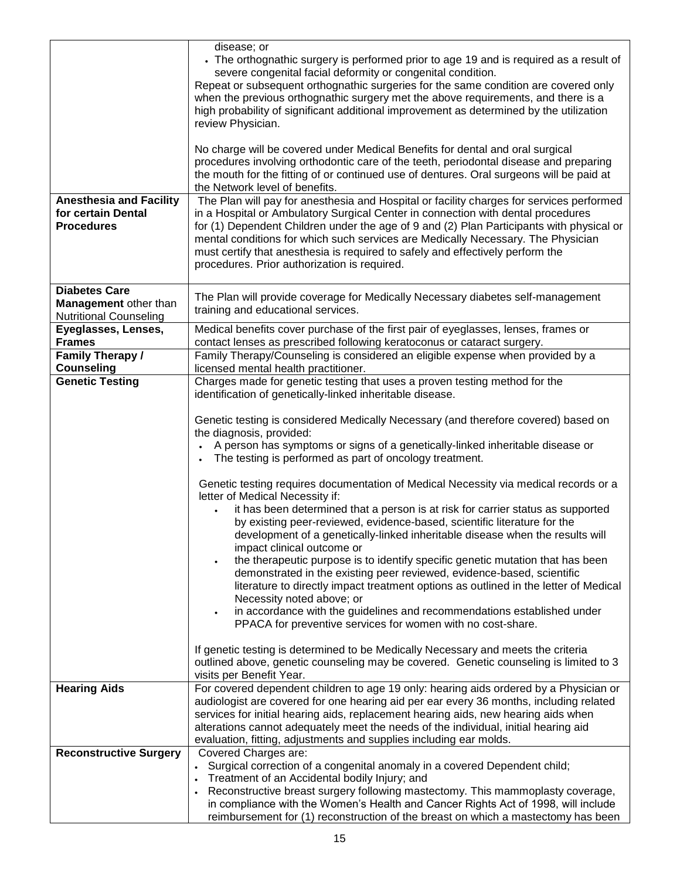| | |
|---|---|
| | disease; or<br>• The orthognathic surgery is performed prior to age 19 and is required as a result of severe congenital facial deformity or congenital condition.<br>Repeat or subsequent orthognathic surgeries for the same condition are covered only when the previous orthognathic surgery met the above requirements, and there is a high probability of significant additional improvement as determined by the utilization review Physician.<br><br>No charge will be covered under Medical Benefits for dental and oral surgical procedures involving orthodontic care of the teeth, periodontal disease and preparing the mouth for the fitting of or continued use of dentures. Oral surgeons will be paid at the Network level of benefits. |
| **Anesthesia and Facility for certain Dental Procedures** | The Plan will pay for anesthesia and Hospital or facility charges for services performed in a Hospital or Ambulatory Surgical Center in connection with dental procedures for (1) Dependent Children under the age of 9 and (2) Plan Participants with physical or mental conditions for which such services are Medically Necessary. The Physician must certify that anesthesia is required to safely and effectively perform the procedures. Prior authorization is required. |
| **Diabetes Care Management** other than Nutritional Counseling | The Plan will provide coverage for Medically Necessary diabetes self-management training and educational services. |
| **Eyeglasses, Lenses, Frames** | Medical benefits cover purchase of the first pair of eyeglasses, lenses, frames or contact lenses as prescribed following keratoconus or cataract surgery. |
| **Family Therapy / Counseling** | Family Therapy/Counseling is considered an eligible expense when provided by a licensed mental health practitioner. |
| **Genetic Testing** | Charges made for genetic testing that uses a proven testing method for the identification of genetically-linked inheritable disease.<br><br>Genetic testing is considered Medically Necessary (and therefore covered) based on the diagnosis, provided:<br>• A person has symptoms or signs of a genetically-linked inheritable disease or<br>• The testing is performed as part of oncology treatment.<br><br>Genetic testing requires documentation of Medical Necessity via medical records or a letter of Medical Necessity if:<br>• it has been determined that a person is at risk for carrier status as supported by existing peer-reviewed, evidence-based, scientific literature for the development of a genetically-linked inheritable disease when the results will impact clinical outcome or<br>• the therapeutic purpose is to identify specific genetic mutation that has been demonstrated in the existing peer reviewed, evidence-based, scientific literature to directly impact treatment options as outlined in the letter of Medical Necessity noted above; or<br>• in accordance with the guidelines and recommendations established under PPACA for preventive services for women with no cost-share.<br><br>If genetic testing is determined to be Medically Necessary and meets the criteria outlined above, genetic counseling may be covered. Genetic counseling is limited to 3 visits per Benefit Year. |
| **Hearing Aids** | For covered dependent children to age 19 only: hearing aids ordered by a Physician or audiologist are covered for one hearing aid per ear every 36 months, including related services for initial hearing aids, replacement hearing aids, new hearing aids when alterations cannot adequately meet the needs of the individual, initial hearing aid evaluation, fitting, adjustments and supplies including ear molds. |
| **Reconstructive Surgery** | Covered Charges are:<br>• Surgical correction of a congenital anomaly in a covered Dependent child;<br>• Treatment of an Accidental bodily Injury; and<br>• Reconstructive breast surgery following mastectomy. This mammoplasty coverage, in compliance with the Women's Health and Cancer Rights Act of 1998, will include reimbursement for (1) reconstruction of the breast on which a mastectomy has been |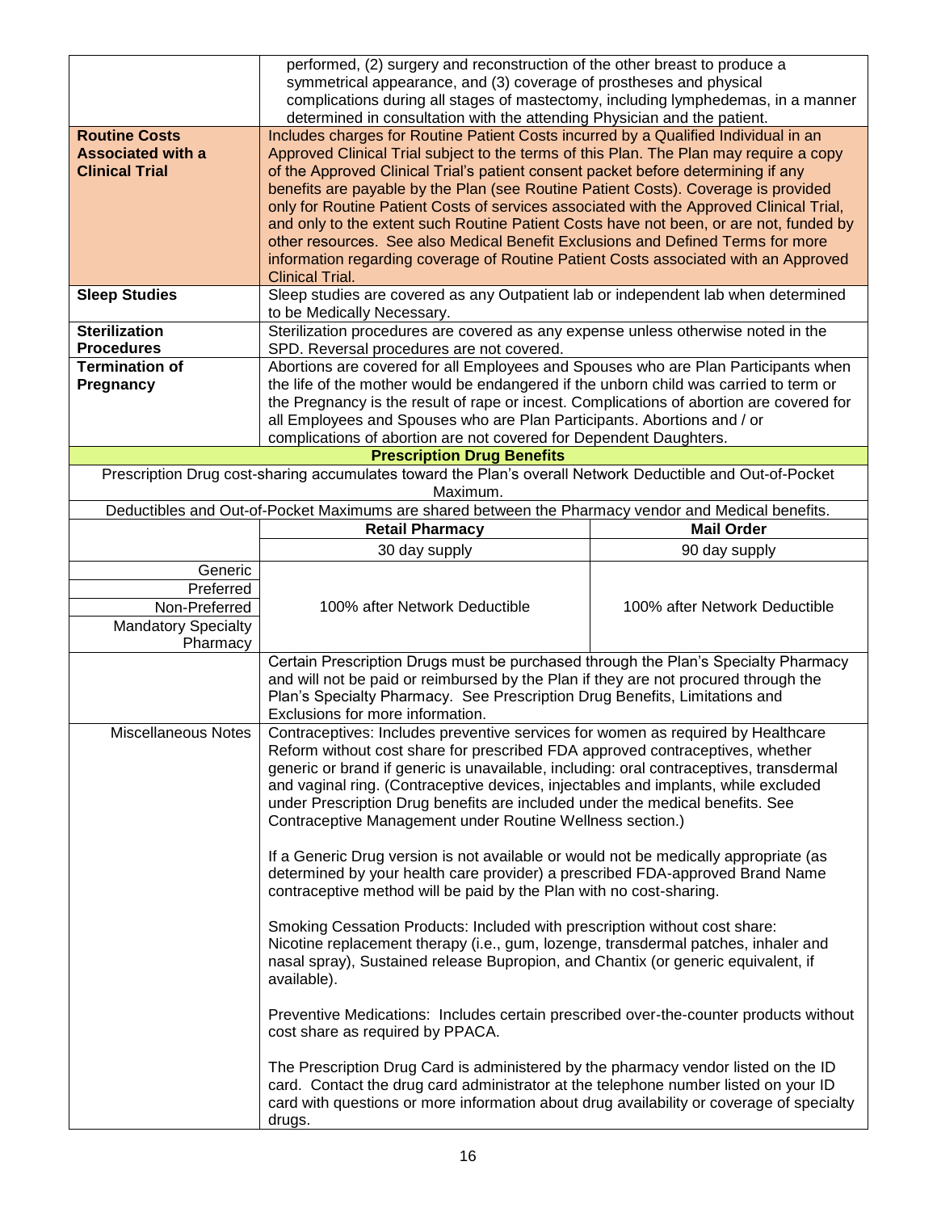| | |
|---|---|
| | performed, (2) surgery and reconstruction of the other breast to produce a symmetrical appearance, and (3) coverage of prostheses and physical complications during all stages of mastectomy, including lymphedemas, in a manner determined in consultation with the attending Physician and the patient. |
| **Routine Costs Associated with a Clinical Trial** | Includes charges for Routine Patient Costs incurred by a Qualified Individual in an Approved Clinical Trial subject to the terms of this Plan. The Plan may require a copy of the Approved Clinical Trial's patient consent packet before determining if any benefits are payable by the Plan (see Routine Patient Costs). Coverage is provided only for Routine Patient Costs of services associated with the Approved Clinical Trial, and only to the extent such Routine Patient Costs have not been, or are not, funded by other resources. See also Medical Benefit Exclusions and Defined Terms for more information regarding coverage of Routine Patient Costs associated with an Approved Clinical Trial. |
| **Sleep Studies** | Sleep studies are covered as any Outpatient lab or independent lab when determined to be Medically Necessary. |
| **Sterilization Procedures** | Sterilization procedures are covered as any expense unless otherwise noted in the SPD. Reversal procedures are not covered. |
| **Termination of Pregnancy** | Abortions are covered for all Employees and Spouses who are Plan Participants when the life of the mother would be endangered if the unborn child was carried to term or the Pregnancy is the result of rape or incest. Complications of abortion are covered for all Employees and Spouses who are Plan Participants. Abortions and / or complications of abortion are not covered for Dependent Daughters. |

**Prescription Drug Benefits**

Prescription Drug cost-sharing accumulates toward the Plan's overall Network Deductible and Out-of-Pocket Maximum.

Deductibles and Out-of-Pocket Maximums are shared between the Pharmacy vendor and Medical benefits.

| | Retail Pharmacy | Mail Order |
|---|---|---|
| | 30 day supply | 90 day supply |
| Generic | 100% after Network Deductible | 100% after Network Deductible |
| Preferred | | |
| Non-Preferred | | |
| Mandatory Specialty Pharmacy | | |
| | Certain Prescription Drugs must be purchased through the Plan's Specialty Pharmacy and will not be paid or reimbursed by the Plan if they are not procured through the Plan's Specialty Pharmacy. See Prescription Drug Benefits, Limitations and Exclusions for more information. | |
| Miscellaneous Notes | Contraceptives: Includes preventive services for women as required by Healthcare Reform without cost share for prescribed FDA approved contraceptives, whether generic or brand if generic is unavailable, including: oral contraceptives, transdermal and vaginal ring. (Contraceptive devices, injectables and implants, while excluded under Prescription Drug benefits are included under the medical benefits. See Contraceptive Management under Routine Wellness section.)<br><br>If a Generic Drug version is not available or would not be medically appropriate (as determined by your health care provider) a prescribed FDA-approved Brand Name contraceptive method will be paid by the Plan with no cost-sharing.<br><br>Smoking Cessation Products: Included with prescription without cost share: Nicotine replacement therapy (i.e., gum, lozenge, transdermal patches, inhaler and nasal spray), Sustained release Bupropion, and Chantix (or generic equivalent, if available).<br><br>Preventive Medications: Includes certain prescribed over-the-counter products without cost share as required by PPACA.<br><br>The Prescription Drug Card is administered by the pharmacy vendor listed on the ID card. Contact the drug card administrator at the telephone number listed on your ID card with questions or more information about drug availability or coverage of specialty drugs. | |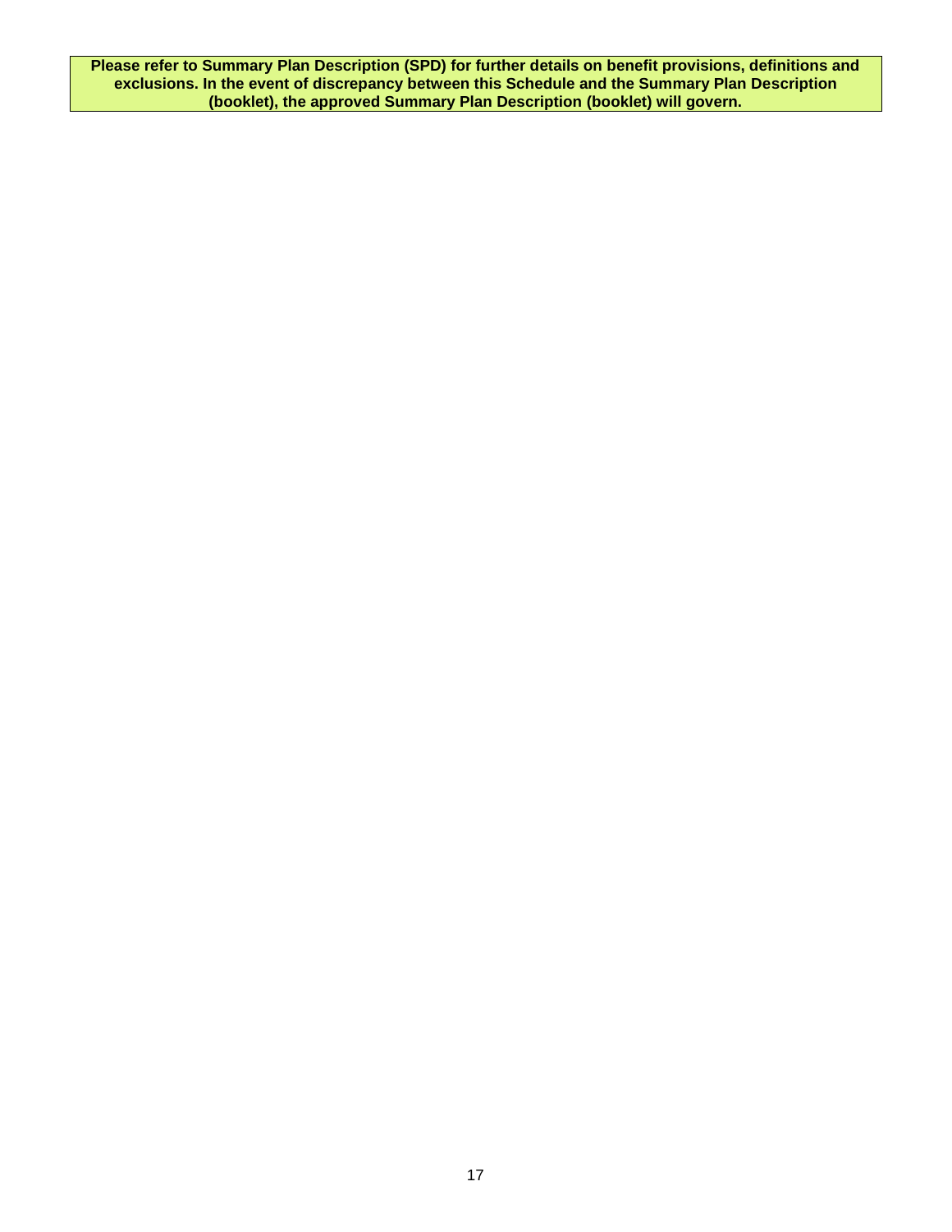**Please refer to Summary Plan Description (SPD) for further details on benefit provisions, definitions and exclusions. In the event of discrepancy between this Schedule and the Summary Plan Description (booklet), the approved Summary Plan Description (booklet) will govern.**